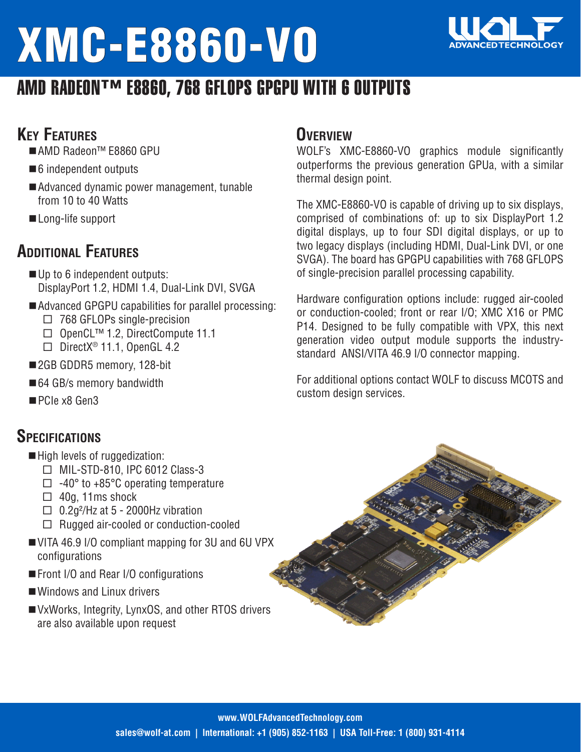# XMC-E8860-VO

WOLF ADVANCED TECHNOLOGY

## AMD RADEON™ E8860, 768 GFLOPS GPGPU WITH 6 OUTPUTS

### Key Features

- AMD Radeon™ E8860 GPU
- 6 independent outputs
- Advanced dynamic power management, tunable from 10 to 40 Watts
- Long-life support

### Additional Features

- Up to 6 independent outputs: DisplayPort 1.2, HDMI 1.4, Dual-Link DVI, SVGA
- Advanced GPGPU capabilities for parallel processing:
  - 768 GFLOPs single-precision
  - OpenCL™ 1.2, DirectCompute 11.1
  - DirectX® 11.1, OpenGL 4.2
- 2GB GDDR5 memory, 128-bit
- 64 GB/s memory bandwidth
- PCIe x8 Gen3

### Overview

WOLF's XMC-E8860-VO graphics module significantly outperforms the previous generation GPUa, with a similar thermal design point.

The XMC-E8860-VO is capable of driving up to six displays, comprised of combinations of: up to six DisplayPort 1.2 digital displays, up to four SDI digital displays, or up to two legacy displays (including HDMI, Dual-Link DVI, or one SVGA). The board has GPGPU capabilities with 768 GFLOPS of single-precision parallel processing capability.

Hardware configuration options include: rugged air-cooled or conduction-cooled; front or rear I/O; XMC X16 or PMC P14. Designed to be fully compatible with VPX, this next generation video output module supports the industry-standard ANSI/VITA 46.9 I/O connector mapping.

For additional options contact WOLF to discuss MCOTS and custom design services.

### Specifications

- High levels of ruggedization:
  - MIL-STD-810, IPC 6012 Class-3
  - -40° to +85°C operating temperature
  - 40g, 11ms shock
  - 0.2g²/Hz at 5 - 2000Hz vibration
  - Rugged air-cooled or conduction-cooled
- VITA 46.9 I/O compliant mapping for 3U and 6U VPX configurations
- Front I/O and Rear I/O configurations
- Windows and Linux drivers
- VxWorks, Integrity, LynxOS, and other RTOS drivers are also available upon request

www.WOLFAdvancedTechnology.com

sales@wolf-at.com | International: +1 (905) 852-1163 | USA Toll-Free: 1 (800) 931-4114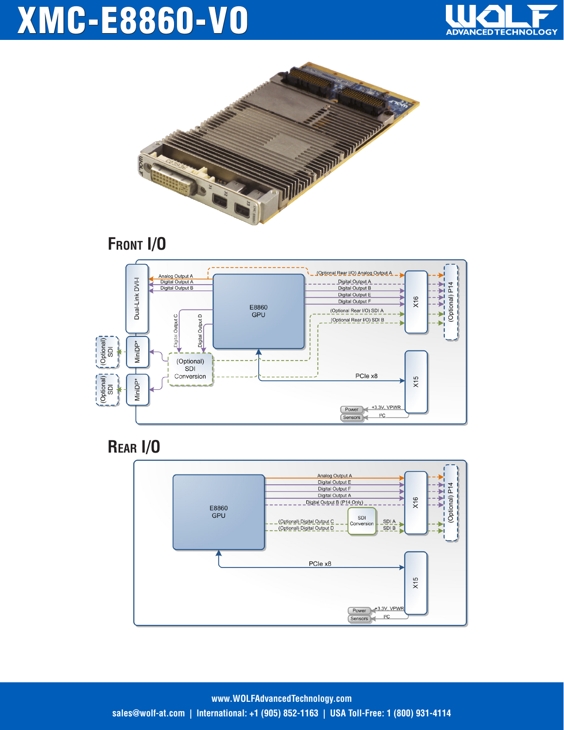# XMC-E8860-VO

## Front I/O

Dual-Link DVI-I
Analog Output A
Digital Output A
Digital Output B
E8860
GPU
(Optional Rear I/O) Analog Output A
Digital Output A
Digital Output B
Digital Output E
Digital Output F
(Optional Rear I/O) SDI A
(Optional Rear I/O) SDI B
X16
(Optional) P14
Digital Output C
Digital Output D
(Optional) SDI
MiniDP*
(Optional) SDI Conversion
(Optional) SDI
MiniDP*
PCIe x8
X15
Power
Sensors
+3.3V, VPWR
I²C

## Rear I/O

E8860
GPU
Analog Output A
Digital Output E
Digital Output F
Digital Output A
Digital Output B (P14 Only)
(Optional) Digital Output C
(Optional) Digital Output D
SDI Conversion
SDI A
SDI B
X16
(Optional) P14
PCIe x8
X15
Power
Sensors
+3.3V, VPWR
I²C

www.WOLFAdvancedTechnology.com
sales@wolf-at.com | International: +1 (905) 852-1163 | USA Toll-Free: 1 (800) 931-4114